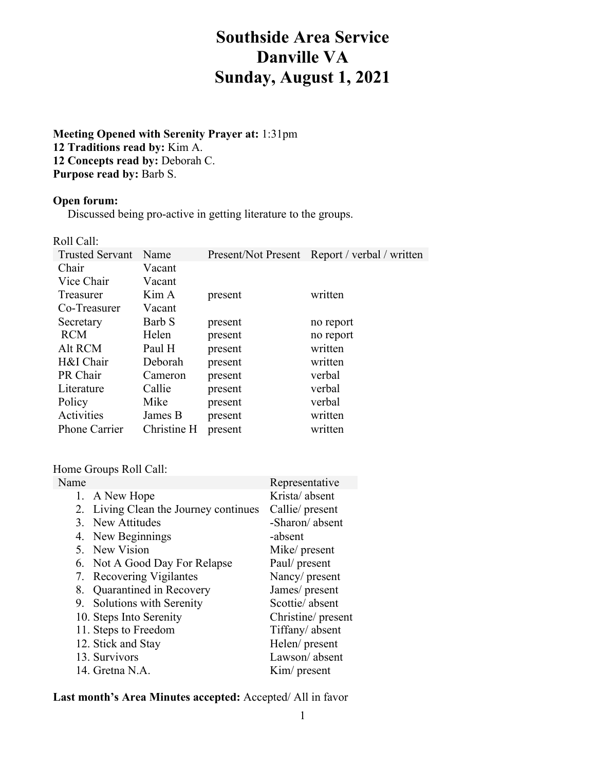# Southside Area Service
# Danville VA
# Sunday, August 1, 2021

**Meeting Opened with Serenity Prayer at:** 1:31pm
**12 Traditions read by:** Kim A.
**12 Concepts read by:** Deborah C.
**Purpose read by:** Barb S.

**Open forum:**

Discussed being pro-active in getting literature to the groups.

Roll Call:

| Trusted Servant | Name | Present/Not Present | Report / verbal / written |
|---|---|---|---|
| Chair | Vacant | | |
| Vice Chair | Vacant | | |
| Treasurer | Kim A | present | written |
| Co-Treasurer | Vacant | | |
| Secretary | Barb S | present | no report |
| RCM | Helen | present | no report |
| Alt RCM | Paul H | present | written |
| H&I Chair | Deborah | present | written |
| PR Chair | Cameron | present | verbal |
| Literature | Callie | present | verbal |
| Policy | Mike | present | verbal |
| Activities | James B | present | written |
| Phone Carrier | Christine H | present | written |

Home Groups Roll Call:

| Name | Representative |
|---|---|
| 1. A New Hope | Krista/ absent |
| 2. Living Clean the Journey continues | Callie/ present |
| 3. New Attitudes | -Sharon/ absent |
| 4. New Beginnings | -absent |
| 5. New Vision | Mike/ present |
| 6. Not A Good Day For Relapse | Paul/ present |
| 7. Recovering Vigilantes | Nancy/ present |
| 8. Quarantined in Recovery | James/ present |
| 9. Solutions with Serenity | Scottie/ absent |
| 10. Steps Into Serenity | Christine/ present |
| 11. Steps to Freedom | Tiffany/ absent |
| 12. Stick and Stay | Helen/ present |
| 13. Survivors | Lawson/ absent |
| 14. Gretna N.A. | Kim/ present |

**Last month's Area Minutes accepted:** Accepted/ All in favor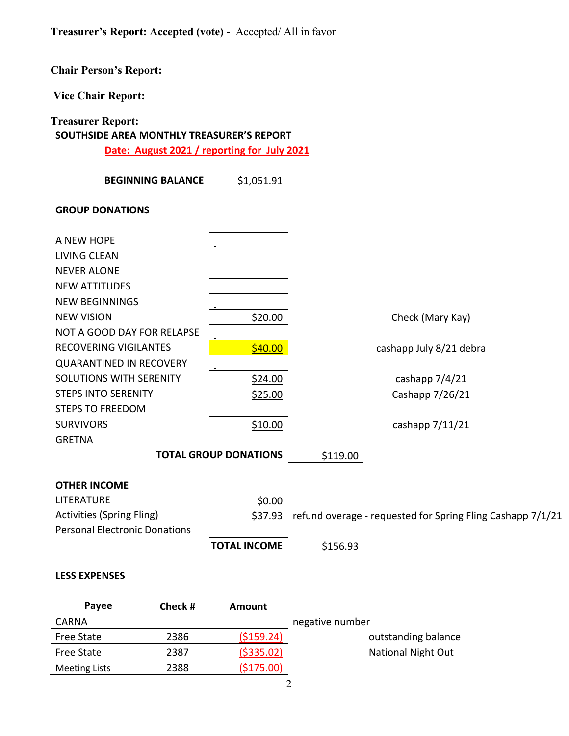**Treasurer's Report: Accepted (vote) -** Accepted/ All in favor

**Chair Person's Report:**

**Vice Chair Report:**

**Treasurer Report:**

**SOUTHSIDE AREA MONTHLY TREASURER'S REPORT**

**Date: August 2021 / reporting for July 2021**

**BEGINNING BALANCE** $1,051.91

**GROUP DONATIONS**

| Group | Amount | | Notes |
|---|---|---|---|
| A NEW HOPE | - | | |
| LIVING CLEAN | - | | |
| NEVER ALONE | - | | |
| NEW ATTITUDES | - | | |
| NEW BEGINNINGS | - | | |
| NEW VISION | $20.00 | | Check (Mary Kay) |
| NOT A GOOD DAY FOR RELAPSE | - | | |
| RECOVERING VIGILANTES | $40.00 | | cashapp July 8/21 debra |
| QUARANTINED IN RECOVERY | - | | |
| SOLUTIONS WITH SERENITY | $24.00 | | cashapp 7/4/21 |
| STEPS INTO SERENITY | $25.00 | | Cashapp 7/26/21 |
| STEPS TO FREEDOM | - | | |
| SURVIVORS | $10.00 | | cashapp 7/11/21 |
| GRETNA | - | | |
| **TOTAL GROUP DONATIONS** | | $119.00 | |

**OTHER INCOME**

| | | | |
|---|---|---|---|
| LITERATURE | $0.00 | | |
| Activities (Spring Fling) | $37.93 | | refund overage - requested for Spring Fling Cashapp 7/1/21 |
| Personal Electronic Donations | | | |
| **TOTAL INCOME** | | $156.93 | |

**LESS EXPENSES**

| Payee | Check # | Amount | Notes |
|---|---|---|---|
| CARNA | | | negative number |
| Free State | 2386 | ($159.24) | outstanding balance |
| Free State | 2387 | ($335.02) | National Night Out |
| Meeting Lists | 2388 | ($175.00) | |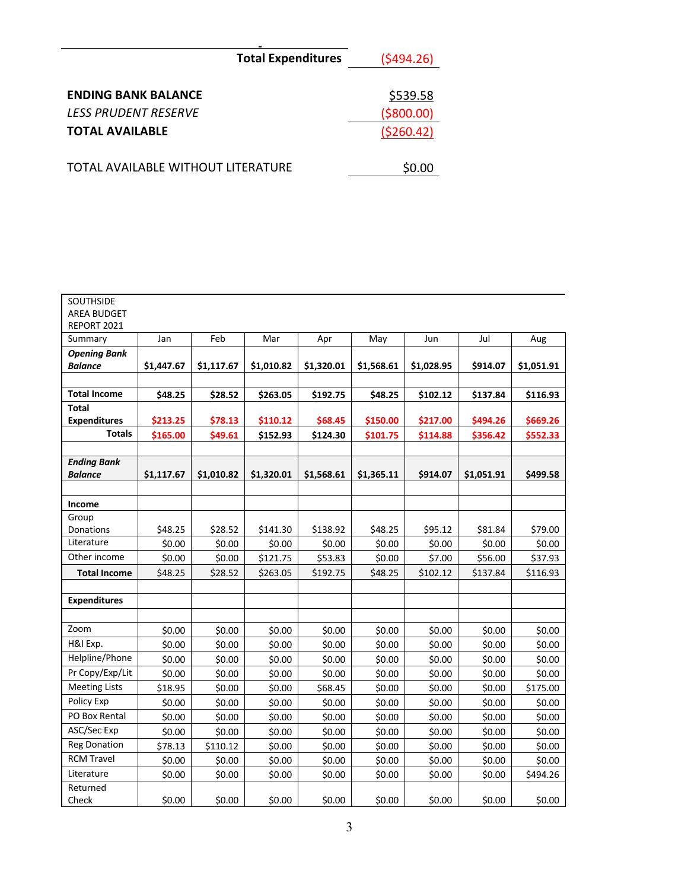| | |
|---|---|
| **Total Expenditures** | ($494.26) |
| | |
| **ENDING BANK BALANCE** | $539.58 |
| *LESS PRUDENT RESERVE* | ($800.00) |
| **TOTAL AVAILABLE** | ($260.42) |
| | |
| TOTAL AVAILABLE WITHOUT LITERATURE | $0.00 |

| SOUTHSIDE AREA BUDGET REPORT 2021 | | | | | | | | |
|---|---|---|---|---|---|---|---|---|
| Summary | Jan | Feb | Mar | Apr | May | Jun | Jul | Aug |
| ***Opening Bank Balance*** | **$1,447.67** | **$1,117.67** | **$1,010.82** | **$1,320.01** | **$1,568.61** | **$1,028.95** | **$914.07** | **$1,051.91** |
| | | | | | | | | |
| **Total Income** | **$48.25** | **$28.52** | **$263.05** | **$192.75** | **$48.25** | **$102.12** | **$137.84** | **$116.93** |
| **Total Expenditures** | **$213.25** | **$78.13** | **$110.12** | **$68.45** | **$150.00** | **$217.00** | **$494.26** | **$669.26** |
| **Totals** | **$165.00** | **$49.61** | **$152.93** | **$124.30** | **$101.75** | **$114.88** | **$356.42** | **$552.33** |
| | | | | | | | | |
| ***Ending Bank Balance*** | **$1,117.67** | **$1,010.82** | **$1,320.01** | **$1,568.61** | **$1,365.11** | **$914.07** | **$1,051.91** | **$499.58** |
| | | | | | | | | |
| **Income** | | | | | | | | |
| Group Donations | $48.25 | $28.52 | $141.30 | $138.92 | $48.25 | $95.12 | $81.84 | $79.00 |
| Literature | $0.00 | $0.00 | $0.00 | $0.00 | $0.00 | $0.00 | $0.00 | $0.00 |
| Other income | $0.00 | $0.00 | $121.75 | $53.83 | $0.00 | $7.00 | $56.00 | $37.93 |
| **Total Income** | $48.25 | $28.52 | $263.05 | $192.75 | $48.25 | $102.12 | $137.84 | $116.93 |
| | | | | | | | | |
| **Expenditures** | | | | | | | | |
| | | | | | | | | |
| Zoom | $0.00 | $0.00 | $0.00 | $0.00 | $0.00 | $0.00 | $0.00 | $0.00 |
| H&I Exp. | $0.00 | $0.00 | $0.00 | $0.00 | $0.00 | $0.00 | $0.00 | $0.00 |
| Helpline/Phone | $0.00 | $0.00 | $0.00 | $0.00 | $0.00 | $0.00 | $0.00 | $0.00 |
| Pr Copy/Exp/Lit | $0.00 | $0.00 | $0.00 | $0.00 | $0.00 | $0.00 | $0.00 | $0.00 |
| Meeting Lists | $18.95 | $0.00 | $0.00 | $68.45 | $0.00 | $0.00 | $0.00 | $175.00 |
| Policy Exp | $0.00 | $0.00 | $0.00 | $0.00 | $0.00 | $0.00 | $0.00 | $0.00 |
| PO Box Rental | $0.00 | $0.00 | $0.00 | $0.00 | $0.00 | $0.00 | $0.00 | $0.00 |
| ASC/Sec Exp | $0.00 | $0.00 | $0.00 | $0.00 | $0.00 | $0.00 | $0.00 | $0.00 |
| Reg Donation | $78.13 | $110.12 | $0.00 | $0.00 | $0.00 | $0.00 | $0.00 | $0.00 |
| RCM Travel | $0.00 | $0.00 | $0.00 | $0.00 | $0.00 | $0.00 | $0.00 | $0.00 |
| Literature | $0.00 | $0.00 | $0.00 | $0.00 | $0.00 | $0.00 | $0.00 | $494.26 |
| Returned Check | $0.00 | $0.00 | $0.00 | $0.00 | $0.00 | $0.00 | $0.00 | $0.00 |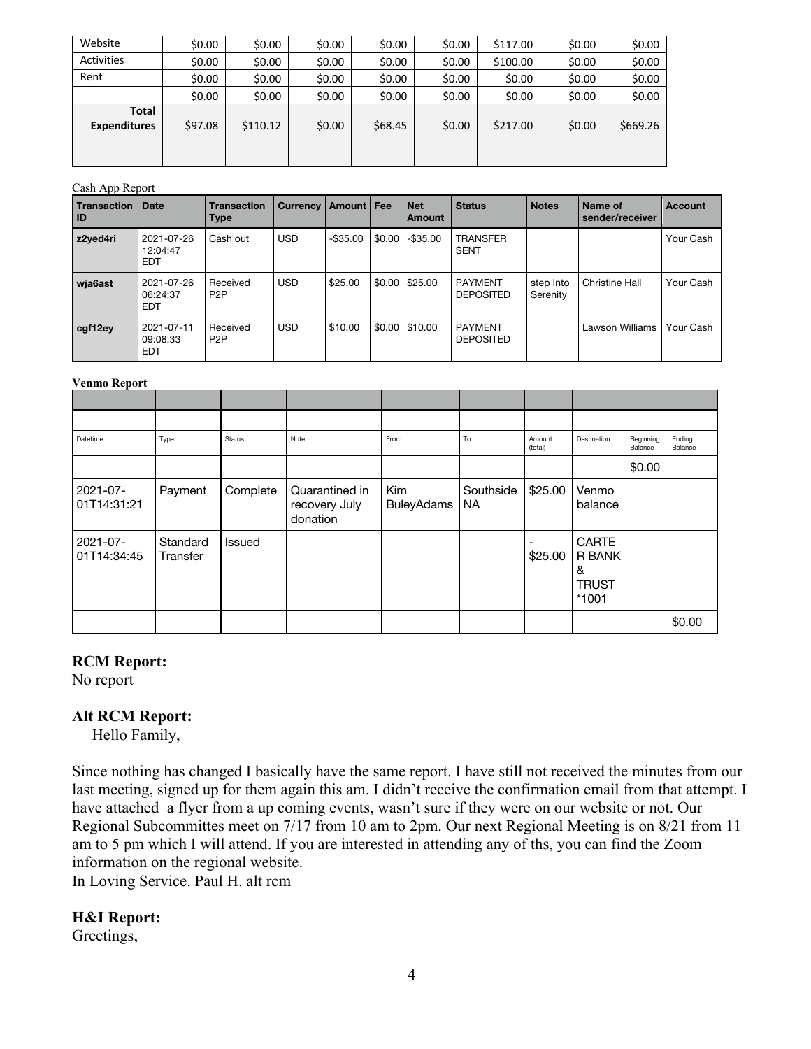| Website | $0.00 | $0.00 | $0.00 | $0.00 | $0.00 | $117.00 | $0.00 | $0.00 |
|---|---|---|---|---|---|---|---|---|
| Activities | $0.00 | $0.00 | $0.00 | $0.00 | $0.00 | $100.00 | $0.00 | $0.00 |
| Rent | $0.00 | $0.00 | $0.00 | $0.00 | $0.00 | $0.00 | $0.00 | $0.00 |
| | $0.00 | $0.00 | $0.00 | $0.00 | $0.00 | $0.00 | $0.00 | $0.00 |
| **Total Expenditures** | $97.08 | $110.12 | $0.00 | $68.45 | $0.00 | $217.00 | $0.00 | $669.26 |

Cash App Report

| Transaction ID | Date | Transaction Type | Currency | Amount | Fee | Net Amount | Status | Notes | Name of sender/receiver | Account |
|---|---|---|---|---|---|---|---|---|---|---|
| **z2yed4ri** | 2021-07-26 12:04:47 EDT | Cash out | USD | -$35.00 | $0.00 | -$35.00 | TRANSFER SENT | | | Your Cash |
| **wja6ast** | 2021-07-26 06:24:37 EDT | Received P2P | USD | $25.00 | $0.00 | $25.00 | PAYMENT DEPOSITED | step Into Serenity | Christine Hall | Your Cash |
| **cgf12ey** | 2021-07-11 09:08:33 EDT | Received P2P | USD | $10.00 | $0.00 | $10.00 | PAYMENT DEPOSITED | | Lawson Williams | Your Cash |

**Venmo Report**

| | | | | | | | | | |
|---|---|---|---|---|---|---|---|---|---|
| | | | | | | | | | |
| Datetime | Type | Status | Note | From | To | Amount (total) | Destination | Beginning Balance | Ending Balance |
| | | | | | | | | $0.00 | |
| 2021-07-01T14:31:21 | Payment | Complete | Quarantined in recovery July donation | Kim BuleyAdams | Southside NA | $25.00 | Venmo balance | | |
| 2021-07-01T14:34:45 | Standard Transfer | Issued | | | | - $25.00 | CARTER BANK & TRUST *1001 | | |
| | | | | | | | | | $0.00 |

**RCM Report:**
No report

**Alt RCM Report:**
Hello Family,

Since nothing has changed I basically have the same report. I have still not received the minutes from our last meeting, signed up for them again this am. I didn't receive the confirmation email from that attempt. I have attached a flyer from a up coming events, wasn't sure if they were on our website or not. Our Regional Subcommittees meet on 7/17 from 10 am to 2pm. Our next Regional Meeting is on 8/21 from 11 am to 5 pm which I will attend. If you are interested in attending any of ths, you can find the Zoom information on the regional website.
In Loving Service. Paul H. alt rcm

**H&I Report:**
Greetings,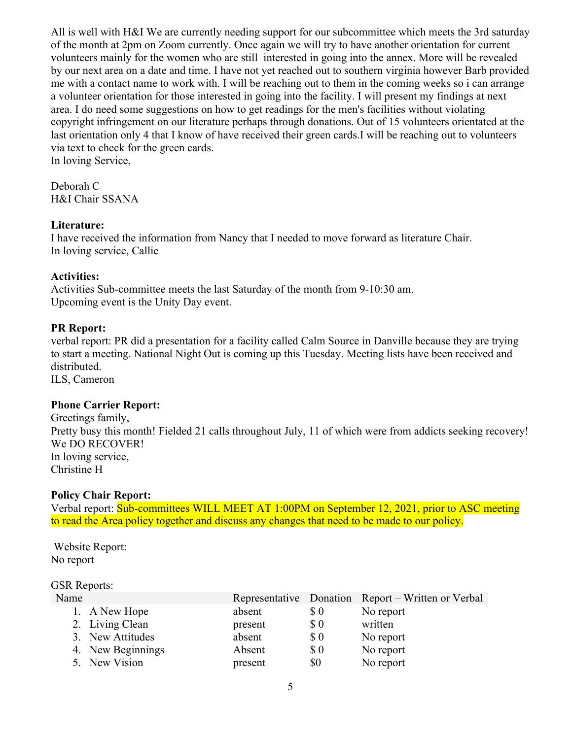All is well with H&I We are currently needing support for our subcommittee which meets the 3rd saturday of the month at 2pm on Zoom currently. Once again we will try to have another orientation for current volunteers mainly for the women who are still interested in going into the annex. More will be revealed by our next area on a date and time. I have not yet reached out to southern virginia however Barb provided me with a contact name to work with. I will be reaching out to them in the coming weeks so i can arrange a volunteer orientation for those interested in going into the facility. I will present my findings at next area. I do need some suggestions on how to get readings for the men's facilities without violating copyright infringement on our literature perhaps through donations. Out of 15 volunteers orientated at the last orientation only 4 that I know of have received their green cards.I will be reaching out to volunteers via text to check for the green cards.
In loving Service,

Deborah C
H&I Chair SSANA

**Literature:**
I have received the information from Nancy that I needed to move forward as literature Chair.
In loving service, Callie

**Activities:**
Activities Sub-committee meets the last Saturday of the month from 9-10:30 am.
Upcoming event is the Unity Day event.

**PR Report:**
verbal report: PR did a presentation for a facility called Calm Source in Danville because they are trying to start a meeting. National Night Out is coming up this Tuesday. Meeting lists have been received and distributed.
ILS, Cameron

**Phone Carrier Report:**
Greetings family,
Pretty busy this month! Fielded 21 calls throughout July, 11 of which were from addicts seeking recovery! We DO RECOVER!
In loving service,
Christine H

**Policy Chair Report:**
Verbal report: Sub-committees WILL MEET AT 1:00PM on September 12, 2021, prior to ASC meeting to read the Area policy together and discuss any changes that need to be made to our policy.

Website Report:
No report

GSR Reports:

| Name | Representative | Donation | Report – Written or Verbal |
|---|---|---|---|
| 1. A New Hope | absent | $ 0 | No report |
| 2. Living Clean | present | $ 0 | written |
| 3. New Attitudes | absent | $ 0 | No report |
| 4. New Beginnings | Absent | $ 0 | No report |
| 5. New Vision | present | $0 | No report |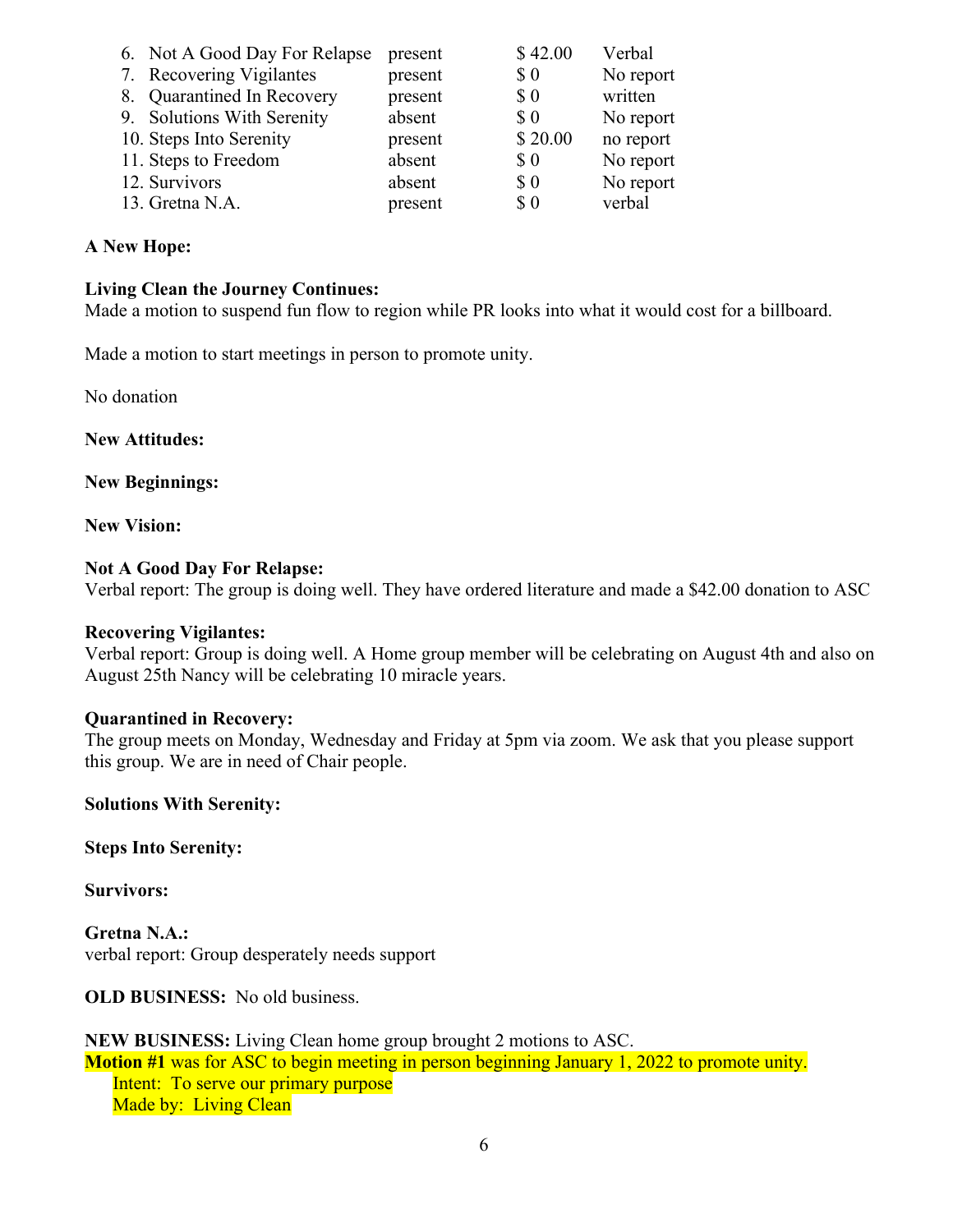| | | | |
|---|---|---|---|
| 6. Not A Good Day For Relapse | present | $ 42.00 | Verbal |
| 7. Recovering Vigilantes | present | $ 0 | No report |
| 8. Quarantined In Recovery | present | $ 0 | written |
| 9. Solutions With Serenity | absent | $ 0 | No report |
| 10. Steps Into Serenity | present | $ 20.00 | no report |
| 11. Steps to Freedom | absent | $ 0 | No report |
| 12. Survivors | absent | $ 0 | No report |
| 13. Gretna N.A. | present | $ 0 | verbal |

**A New Hope:**

**Living Clean the Journey Continues:**
Made a motion to suspend fun flow to region while PR looks into what it would cost for a billboard.

Made a motion to start meetings in person to promote unity.

No donation

**New Attitudes:**

**New Beginnings:**

**New Vision:**

**Not A Good Day For Relapse:**
Verbal report: The group is doing well. They have ordered literature and made a $42.00 donation to ASC

**Recovering Vigilantes:**
Verbal report: Group is doing well. A Home group member will be celebrating on August 4th and also on August 25th Nancy will be celebrating 10 miracle years.

**Quarantined in Recovery:**
The group meets on Monday, Wednesday and Friday at 5pm via zoom. We ask that you please support this group. We are in need of Chair people.

**Solutions With Serenity:**

**Steps Into Serenity:**

**Survivors:**

**Gretna N.A.:**
verbal report: Group desperately needs support

**OLD BUSINESS:** No old business.

**NEW BUSINESS:** Living Clean home group brought 2 motions to ASC.
**Motion #1** was for ASC to begin meeting in person beginning January 1, 2022 to promote unity.
Intent: To serve our primary purpose
Made by: Living Clean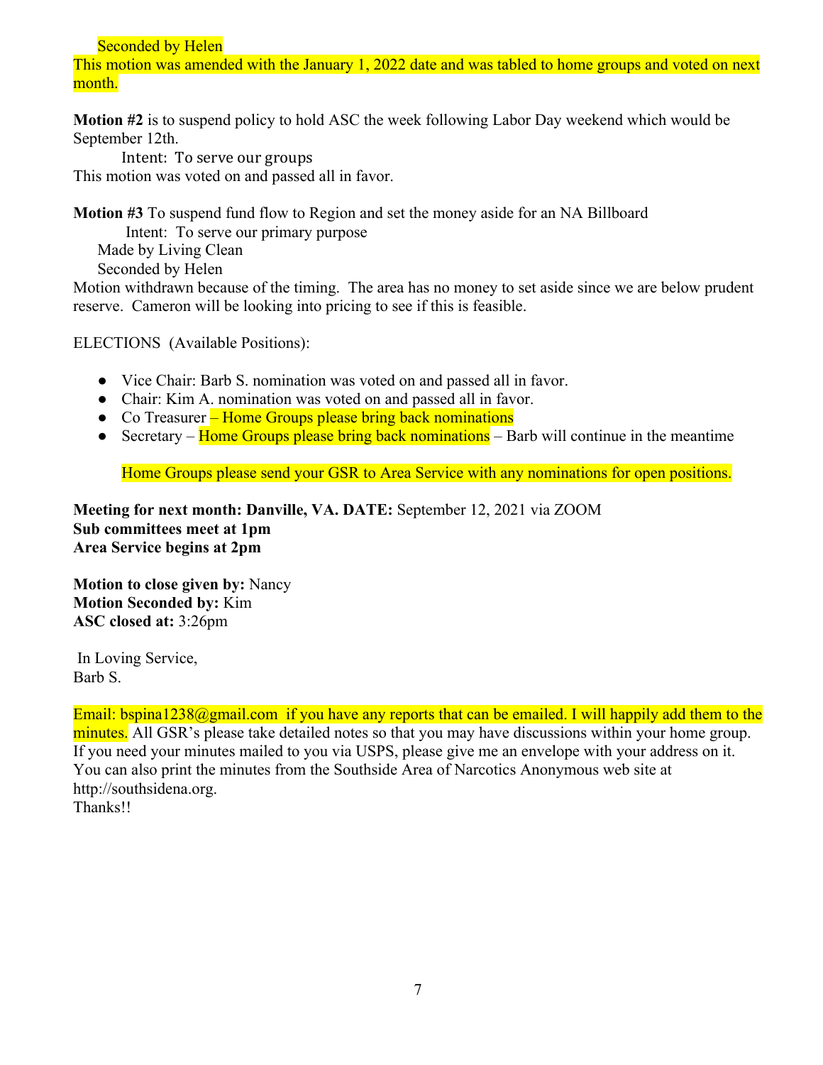Seconded by Helen

This motion was amended with the January 1, 2022 date and was tabled to home groups and voted on next month.

**Motion #2** is to suspend policy to hold ASC the week following Labor Day weekend which would be September 12th.

Intent: To serve our groups

This motion was voted on and passed all in favor.

**Motion #3** To suspend fund flow to Region and set the money aside for an NA Billboard

Intent: To serve our primary purpose

Made by Living Clean

Seconded by Helen

Motion withdrawn because of the timing. The area has no money to set aside since we are below prudent reserve. Cameron will be looking into pricing to see if this is feasible.

ELECTIONS (Available Positions):

- Vice Chair: Barb S. nomination was voted on and passed all in favor.
- Chair: Kim A. nomination was voted on and passed all in favor.
- Co Treasurer – Home Groups please bring back nominations
- Secretary – Home Groups please bring back nominations – Barb will continue in the meantime

Home Groups please send your GSR to Area Service with any nominations for open positions.

**Meeting for next month: Danville, VA. DATE:** September 12, 2021 via ZOOM
**Sub committees meet at 1pm**
**Area Service begins at 2pm**

**Motion to close given by:** Nancy
**Motion Seconded by:** Kim
**ASC closed at:** 3:26pm

In Loving Service,
Barb S.

Email: bspina1238@gmail.com if you have any reports that can be emailed. I will happily add them to the minutes. All GSR's please take detailed notes so that you may have discussions within your home group. If you need your minutes mailed to you via USPS, please give me an envelope with your address on it. You can also print the minutes from the Southside Area of Narcotics Anonymous web site at http://southsidena.org.
Thanks!!